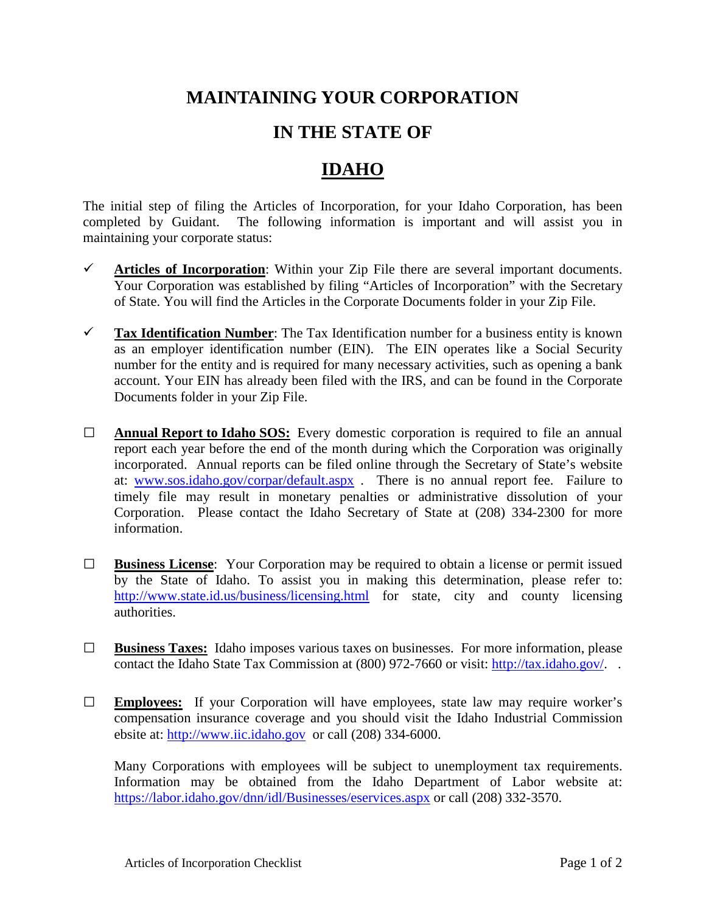# MAINTAINING YOUR CORPORATION

# IN THE STATE OF

# IDAHO

The initial step of filing the Articles of Incorporation, for your Idaho Corporation, has been completed by Guidant. The following information is important and will assist you in maintaining your corporate status:

- ✓ **Articles of Incorporation**: Within your Zip File there are several important documents. Your Corporation was established by filing "Articles of Incorporation" with the Secretary of State. You will find the Articles in the Corporate Documents folder in your Zip File.

- ✓ **Tax Identification Number**: The Tax Identification number for a business entity is known as an employer identification number (EIN). The EIN operates like a Social Security number for the entity and is required for many necessary activities, such as opening a bank account. Your EIN has already been filed with the IRS, and can be found in the Corporate Documents folder in your Zip File.

- ☐ **Annual Report to Idaho SOS:** Every domestic corporation is required to file an annual report each year before the end of the month during which the Corporation was originally incorporated. Annual reports can be filed online through the Secretary of State's website at: www.sos.idaho.gov/corpar/default.aspx . There is no annual report fee. Failure to timely file may result in monetary penalties or administrative dissolution of your Corporation. Please contact the Idaho Secretary of State at (208) 334-2300 for more information.

- ☐ **Business License**: Your Corporation may be required to obtain a license or permit issued by the State of Idaho. To assist you in making this determination, please refer to: http://www.state.id.us/business/licensing.html for state, city and county licensing authorities.

- ☐ **Business Taxes:** Idaho imposes various taxes on businesses. For more information, please contact the Idaho State Tax Commission at (800) 972-7660 or visit: http://tax.idaho.gov/. .

- ☐ **Employees:** If your Corporation will have employees, state law may require worker's compensation insurance coverage and you should visit the Idaho Industrial Commission ebsite at: http://www.iic.idaho.gov or call (208) 334-6000.

  Many Corporations with employees will be subject to unemployment tax requirements. Information may be obtained from the Idaho Department of Labor website at: https://labor.idaho.gov/dnn/idl/Businesses/eservices.aspx or call (208) 332-3570.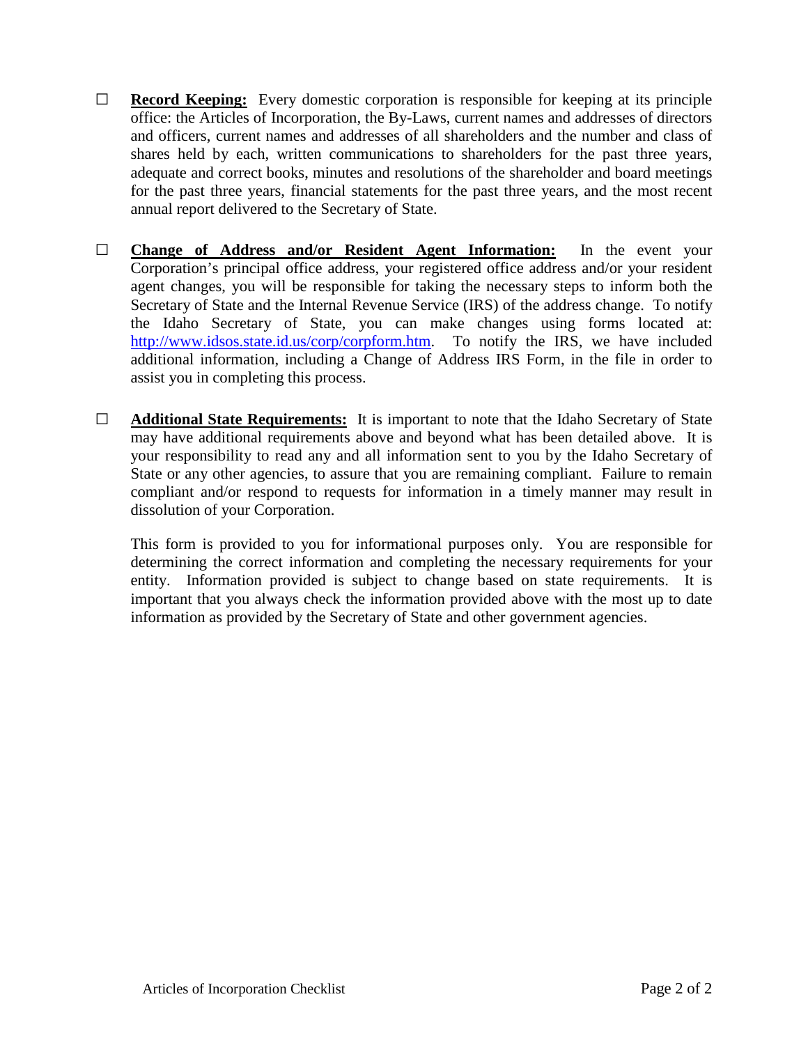☐ **Record Keeping:** Every domestic corporation is responsible for keeping at its principle office: the Articles of Incorporation, the By-Laws, current names and addresses of directors and officers, current names and addresses of all shareholders and the number and class of shares held by each, written communications to shareholders for the past three years, adequate and correct books, minutes and resolutions of the shareholder and board meetings for the past three years, financial statements for the past three years, and the most recent annual report delivered to the Secretary of State.

☐ **Change of Address and/or Resident Agent Information:** In the event your Corporation's principal office address, your registered office address and/or your resident agent changes, you will be responsible for taking the necessary steps to inform both the Secretary of State and the Internal Revenue Service (IRS) of the address change. To notify the Idaho Secretary of State, you can make changes using forms located at: [http://www.idsos.state.id.us/corp/corpform.htm](http://www.idsos.state.id.us/corp/corpform.htm). To notify the IRS, we have included additional information, including a Change of Address IRS Form, in the file in order to assist you in completing this process.

☐ **Additional State Requirements:** It is important to note that the Idaho Secretary of State may have additional requirements above and beyond what has been detailed above. It is your responsibility to read any and all information sent to you by the Idaho Secretary of State or any other agencies, to assure that you are remaining compliant. Failure to remain compliant and/or respond to requests for information in a timely manner may result in dissolution of your Corporation.

This form is provided to you for informational purposes only. You are responsible for determining the correct information and completing the necessary requirements for your entity. Information provided is subject to change based on state requirements. It is important that you always check the information provided above with the most up to date information as provided by the Secretary of State and other government agencies.